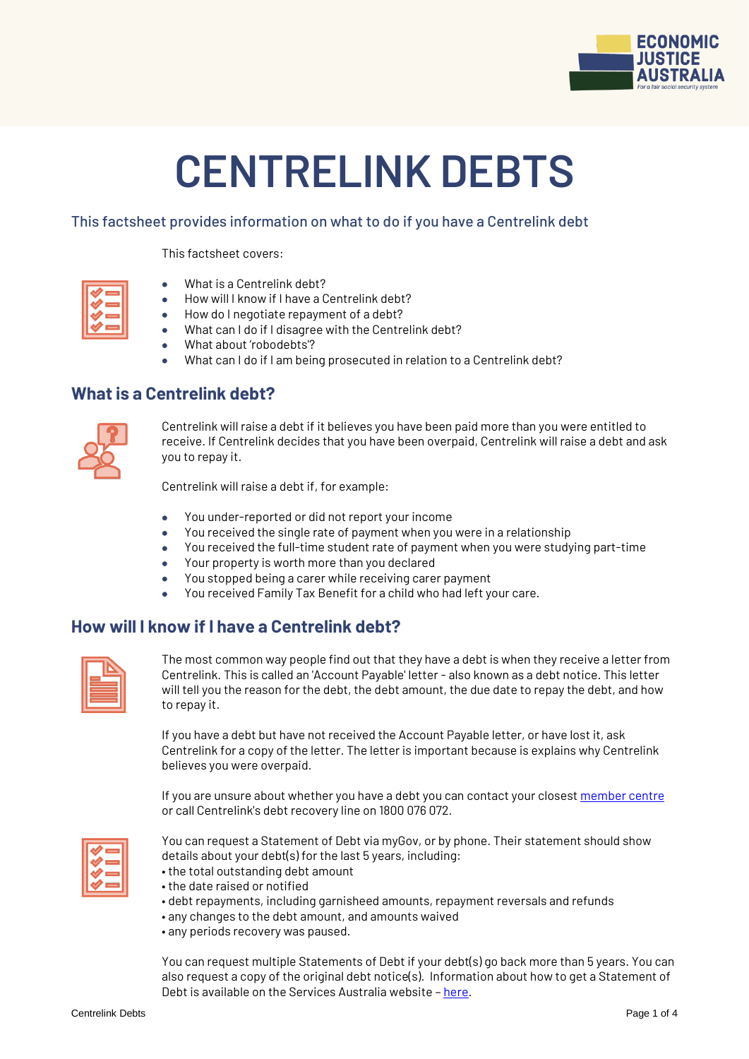# CENTRELINK DEBTS

### This factsheet provides information on what to do if you have a Centrelink debt

This factsheet covers:

- What is a Centrelink debt?
- How will I know if I have a Centrelink debt?
- How do I negotiate repayment of a debt?
- What can I do if I disagree with the Centrelink debt?
- What about 'robodebts'?
- What can I do if I am being prosecuted in relation to a Centrelink debt?

## What is a Centrelink debt?

Centrelink will raise a debt if it believes you have been paid more than you were entitled to receive. If Centrelink decides that you have been overpaid, Centrelink will raise a debt and ask you to repay it.

Centrelink will raise a debt if, for example:

- You under-reported or did not report your income
- You received the single rate of payment when you were in a relationship
- You received the full-time student rate of payment when you were studying part-time
- Your property is worth more than you declared
- You stopped being a carer while receiving carer payment
- You received Family Tax Benefit for a child who had left your care.

## How will I know if I have a Centrelink debt?

The most common way people find out that they have a debt is when they receive a letter from Centrelink. This is called an 'Account Payable' letter - also known as a debt notice. This letter will tell you the reason for the debt, the debt amount, the due date to repay the debt, and how to repay it.

If you have a debt but have not received the Account Payable letter, or have lost it, ask Centrelink for a copy of the letter. The letter is important because is explains why Centrelink believes you were overpaid.

If you are unsure about whether you have a debt you can contact your closest member centre or call Centrelink's debt recovery line on 1800 076 072.

You can request a Statement of Debt via myGov, or by phone. Their statement should show details about your debt(s) for the last 5 years, including:

- the total outstanding debt amount
- the date raised or notified
- debt repayments, including garnisheed amounts, repayment reversals and refunds
- any changes to the debt amount, and amounts waived
- any periods recovery was paused.

You can request multiple Statements of Debt if your debt(s) go back more than 5 years. You can also request a copy of the original debt notice(s). Information about how to get a Statement of Debt is available on the Services Australia website – here.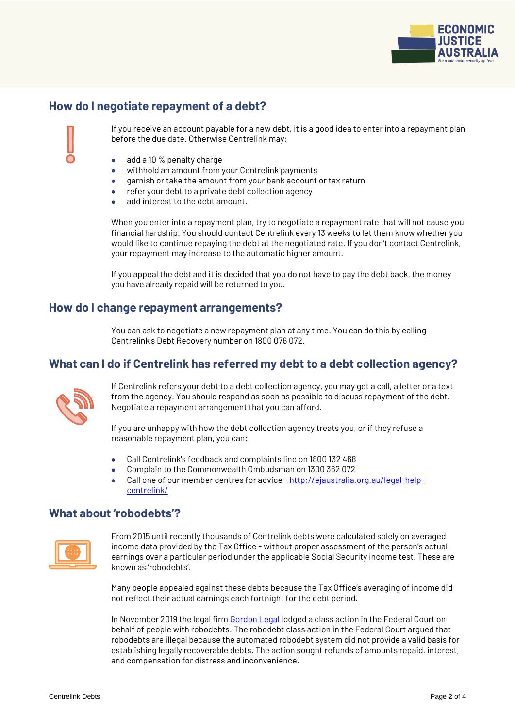## How do I negotiate repayment of a debt?

If you receive an account payable for a new debt, it is a good idea to enter into a repayment plan before the due date. Otherwise Centrelink may:

- add a 10 % penalty charge
- withhold an amount from your Centrelink payments
- garnish or take the amount from your bank account or tax return
- refer your debt to a private debt collection agency
- add interest to the debt amount.

When you enter into a repayment plan, try to negotiate a repayment rate that will not cause you financial hardship. You should contact Centrelink every 13 weeks to let them know whether you would like to continue repaying the debt at the negotiated rate. If you don't contact Centrelink, your repayment may increase to the automatic higher amount.

If you appeal the debt and it is decided that you do not have to pay the debt back, the money you have already repaid will be returned to you.

## How do I change repayment arrangements?

You can ask to negotiate a new repayment plan at any time. You can do this by calling Centrelink's Debt Recovery number on 1800 076 072.

## What can I do if Centrelink has referred my debt to a debt collection agency?

If Centrelink refers your debt to a debt collection agency, you may get a call, a letter or a text from the agency. You should respond as soon as possible to discuss repayment of the debt. Negotiate a repayment arrangement that you can afford.

If you are unhappy with how the debt collection agency treats you, or if they refuse a reasonable repayment plan, you can:

- Call Centrelink's feedback and complaints line on 1800 132 468
- Complain to the Commonwealth Ombudsman on 1300 362 072
- Call one of our member centres for advice - [http://ejaustralia.org.au/legal-help-centrelink/](http://ejaustralia.org.au/legal-help-centrelink/)

## What about 'robodebts'?

From 2015 until recently thousands of Centrelink debts were calculated solely on averaged income data provided by the Tax Office - without proper assessment of the person's actual earnings over a particular period under the applicable Social Security income test. These are known as 'robodebts'.

Many people appealed against these debts because the Tax Office's averaging of income did not reflect their actual earnings each fortnight for the debt period.

In November 2019 the legal firm [Gordon Legal](#) lodged a class action in the Federal Court on behalf of people with robodebts. The robodebt class action in the Federal Court argued that robodebts are illegal because the automated robodebt system did not provide a valid basis for establishing legally recoverable debts. The action sought refunds of amounts repaid, interest, and compensation for distress and inconvenience.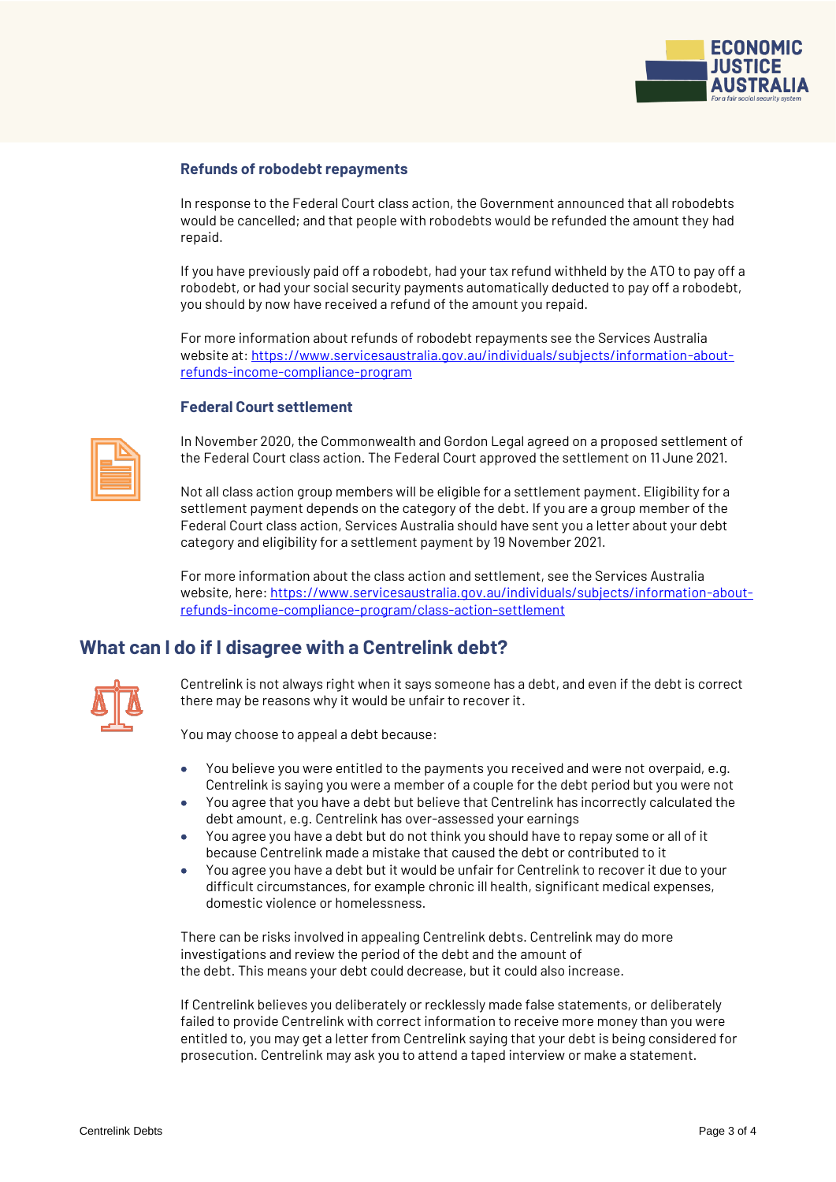### Refunds of robodebt repayments

In response to the Federal Court class action, the Government announced that all robodebts would be cancelled; and that people with robodebts would be refunded the amount they had repaid.

If you have previously paid off a robodebt, had your tax refund withheld by the ATO to pay off a robodebt, or had your social security payments automatically deducted to pay off a robodebt, you should by now have received a refund of the amount you repaid.

For more information about refunds of robodebt repayments see the Services Australia website at: [https://www.servicesaustralia.gov.au/individuals/subjects/information-about-refunds-income-compliance-program](https://www.servicesaustralia.gov.au/individuals/subjects/information-about-refunds-income-compliance-program)

### Federal Court settlement

In November 2020, the Commonwealth and Gordon Legal agreed on a proposed settlement of the Federal Court class action. The Federal Court approved the settlement on 11 June 2021.

Not all class action group members will be eligible for a settlement payment. Eligibility for a settlement payment depends on the category of the debt. If you are a group member of the Federal Court class action, Services Australia should have sent you a letter about your debt category and eligibility for a settlement payment by 19 November 2021.

For more information about the class action and settlement, see the Services Australia website, here: [https://www.servicesaustralia.gov.au/individuals/subjects/information-about-refunds-income-compliance-program/class-action-settlement](https://www.servicesaustralia.gov.au/individuals/subjects/information-about-refunds-income-compliance-program/class-action-settlement)

## What can I do if I disagree with a Centrelink debt?

Centrelink is not always right when it says someone has a debt, and even if the debt is correct there may be reasons why it would be unfair to recover it.

You may choose to appeal a debt because:

- You believe you were entitled to the payments you received and were not overpaid, e.g. Centrelink is saying you were a member of a couple for the debt period but you were not
- You agree that you have a debt but believe that Centrelink has incorrectly calculated the debt amount, e.g. Centrelink has over-assessed your earnings
- You agree you have a debt but do not think you should have to repay some or all of it because Centrelink made a mistake that caused the debt or contributed to it
- You agree you have a debt but it would be unfair for Centrelink to recover it due to your difficult circumstances, for example chronic ill health, significant medical expenses, domestic violence or homelessness.

There can be risks involved in appealing Centrelink debts. Centrelink may do more investigations and review the period of the debt and the amount of the debt. This means your debt could decrease, but it could also increase.

If Centrelink believes you deliberately or recklessly made false statements, or deliberately failed to provide Centrelink with correct information to receive more money than you were entitled to, you may get a letter from Centrelink saying that your debt is being considered for prosecution. Centrelink may ask you to attend a taped interview or make a statement.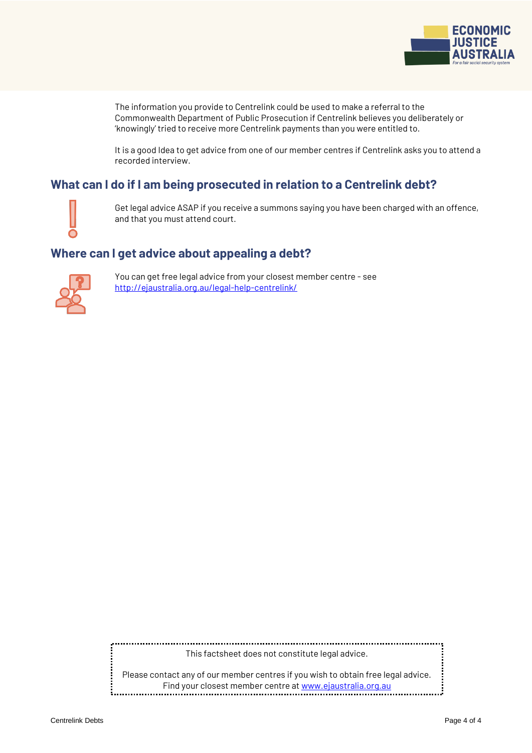The information you provide to Centrelink could be used to make a referral to the Commonwealth Department of Public Prosecution if Centrelink believes you deliberately or 'knowingly' tried to receive more Centrelink payments than you were entitled to.

It is a good Idea to get advice from one of our member centres if Centrelink asks you to attend a recorded interview.

## What can I do if I am being prosecuted in relation to a Centrelink debt?

Get legal advice ASAP if you receive a summons saying you have been charged with an offence, and that you must attend court.

## Where can I get advice about appealing a debt?

You can get free legal advice from your closest member centre - see http://ejaustralia.org.au/legal-help-centrelink/

This factsheet does not constitute legal advice.

Please contact any of our member centres if you wish to obtain free legal advice. Find your closest member centre at www.ejaustralia.org.au